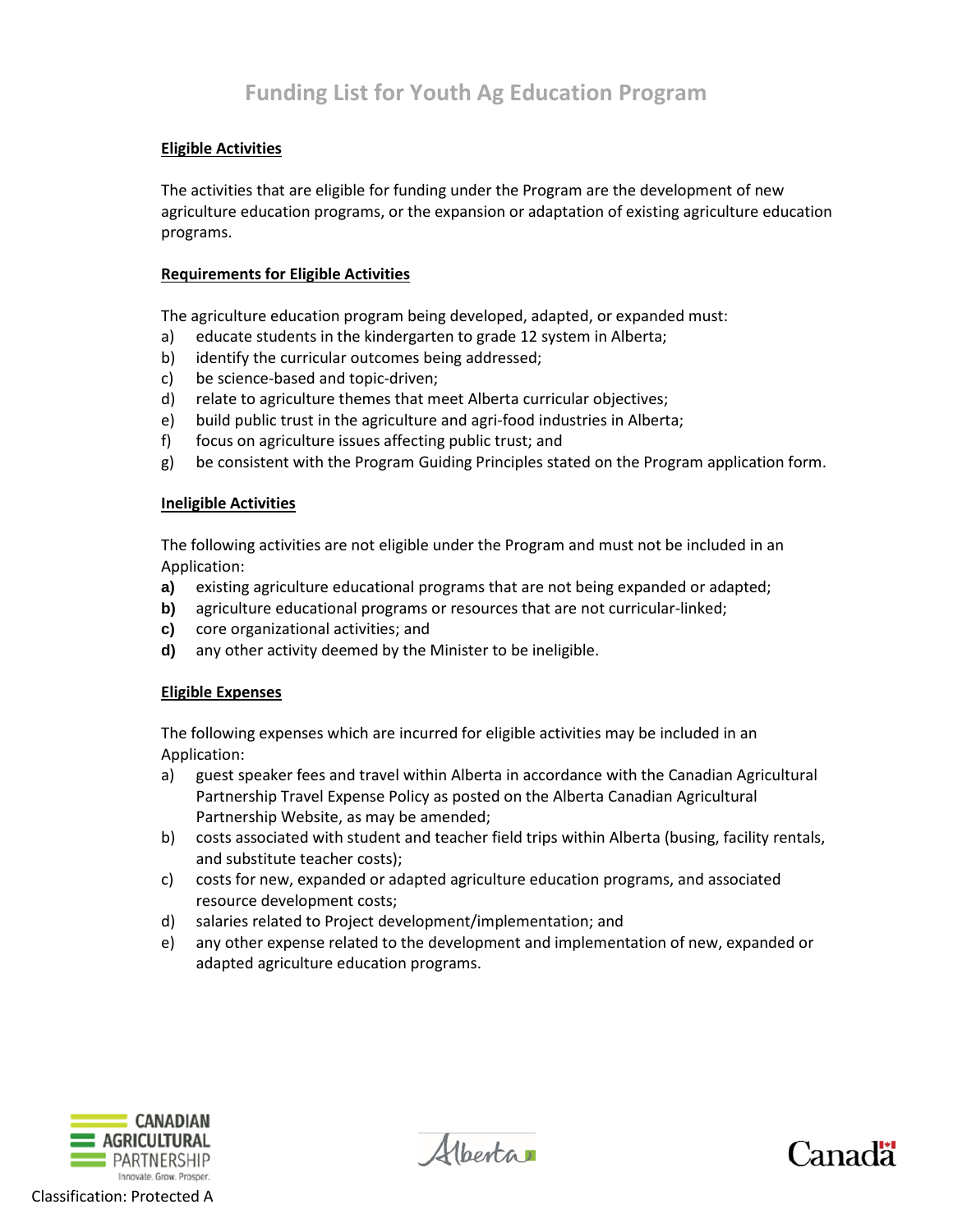# Funding List for Youth Ag Education Program

## Eligible Activities

The activities that are eligible for funding under the Program are the development of new agriculture education programs, or the expansion or adaptation of existing agriculture education programs.

## Requirements for Eligible Activities

The agriculture education program being developed, adapted, or expanded must:

a) educate students in the kindergarten to grade 12 system in Alberta;
b) identify the curricular outcomes being addressed;
c) be science-based and topic-driven;
d) relate to agriculture themes that meet Alberta curricular objectives;
e) build public trust in the agriculture and agri-food industries in Alberta;
f) focus on agriculture issues affecting public trust; and
g) be consistent with the Program Guiding Principles stated on the Program application form.

## Ineligible Activities

The following activities are not eligible under the Program and must not be included in an Application:

**a)** existing agriculture educational programs that are not being expanded or adapted;
**b)** agriculture educational programs or resources that are not curricular-linked;
**c)** core organizational activities; and
**d)** any other activity deemed by the Minister to be ineligible.

## Eligible Expenses

The following expenses which are incurred for eligible activities may be included in an Application:

a) guest speaker fees and travel within Alberta in accordance with the Canadian Agricultural Partnership Travel Expense Policy as posted on the Alberta Canadian Agricultural Partnership Website, as may be amended;
b) costs associated with student and teacher field trips within Alberta (busing, facility rentals, and substitute teacher costs);
c) costs for new, expanded or adapted agriculture education programs, and associated resource development costs;
d) salaries related to Project development/implementation; and
e) any other expense related to the development and implementation of new, expanded or adapted agriculture education programs.

CANADIAN AGRICULTURAL PARTNERSHIP
Innovate. Grow. Prosper.

Alberta

Canada

Classification: Protected A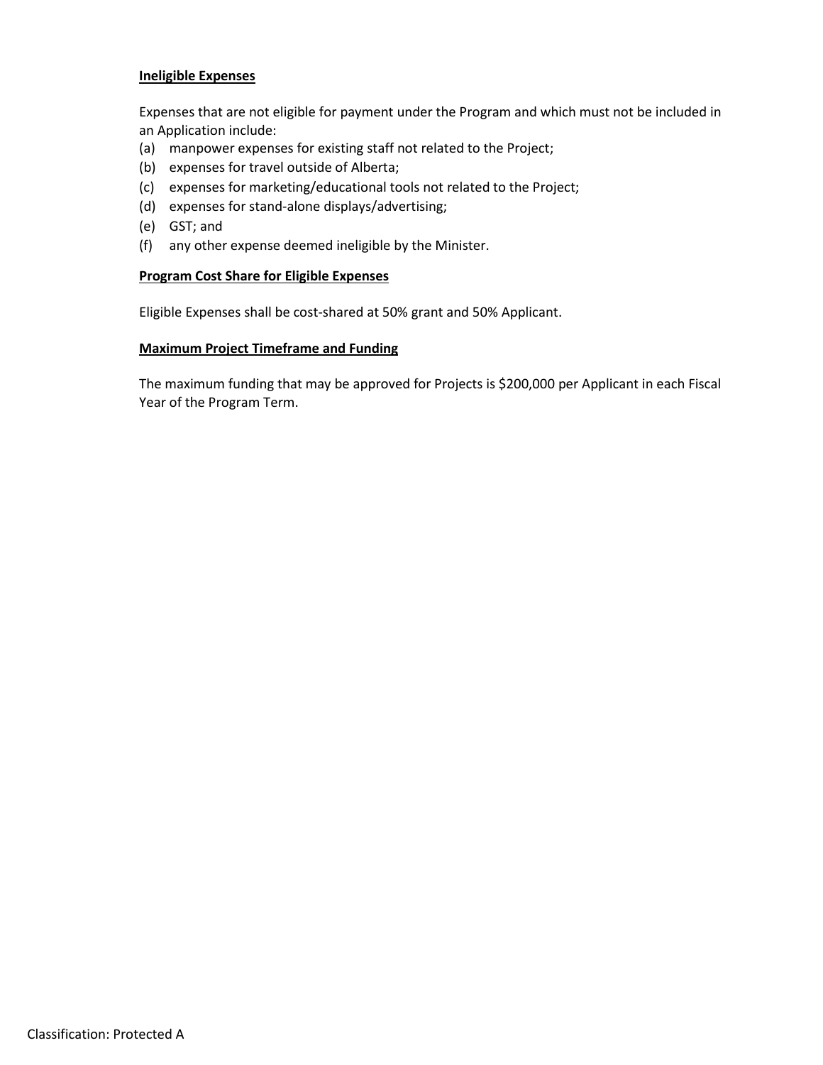**Ineligible Expenses**

Expenses that are not eligible for payment under the Program and which must not be included in an Application include:

(a) manpower expenses for existing staff not related to the Project;
(b) expenses for travel outside of Alberta;
(c) expenses for marketing/educational tools not related to the Project;
(d) expenses for stand-alone displays/advertising;
(e) GST; and
(f) any other expense deemed ineligible by the Minister.

**Program Cost Share for Eligible Expenses**

Eligible Expenses shall be cost-shared at 50% grant and 50% Applicant.

**Maximum Project Timeframe and Funding**

The maximum funding that may be approved for Projects is $200,000 per Applicant in each Fiscal Year of the Program Term.

Classification: Protected A